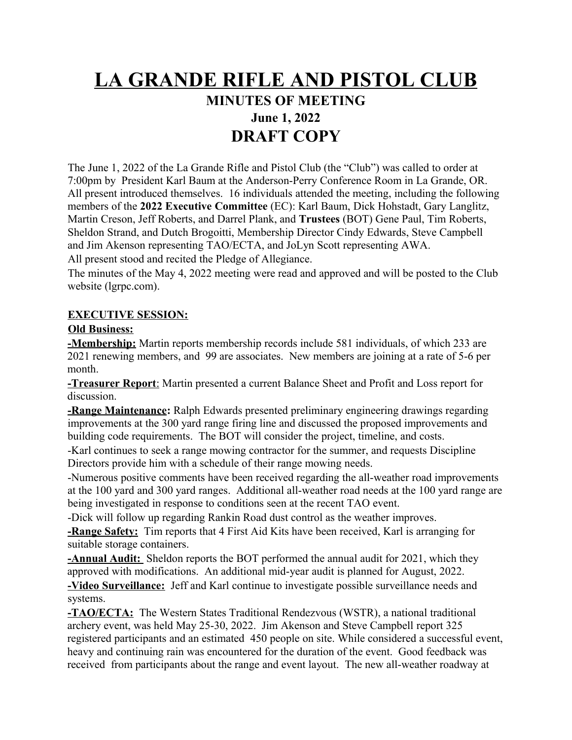# LA GRANDE RIFLE AND PISTOL CLUB

## MINUTES OF MEETING

### June 1, 2022

## DRAFT COPY

The June 1, 2022 of the La Grande Rifle and Pistol Club (the "Club") was called to order at 7:00pm by President Karl Baum at the Anderson-Perry Conference Room in La Grande, OR. All present introduced themselves. 16 individuals attended the meeting, including the following members of the **2022 Executive Committee** (EC): Karl Baum, Dick Hohstadt, Gary Langlitz, Martin Creson, Jeff Roberts, and Darrel Plank, and **Trustees** (BOT) Gene Paul, Tim Roberts, Sheldon Strand, and Dutch Brogoitti, Membership Director Cindy Edwards, Steve Campbell and Jim Akenson representing TAO/ECTA, and JoLyn Scott representing AWA.

All present stood and recited the Pledge of Allegiance.

The minutes of the May 4, 2022 meeting were read and approved and will be posted to the Club website (lgrpc.com).

**EXECUTIVE SESSION:**

**Old Business:**

**-Membership:** Martin reports membership records include 581 individuals, of which 233 are 2021 renewing members, and 99 are associates. New members are joining at a rate of 5-6 per month.

**-Treasurer Report**: Martin presented a current Balance Sheet and Profit and Loss report for discussion.

**-Range Maintenance:** Ralph Edwards presented preliminary engineering drawings regarding improvements at the 300 yard range firing line and discussed the proposed improvements and building code requirements. The BOT will consider the project, timeline, and costs.

-Karl continues to seek a range mowing contractor for the summer, and requests Discipline Directors provide him with a schedule of their range mowing needs.

-Numerous positive comments have been received regarding the all-weather road improvements at the 100 yard and 300 yard ranges. Additional all-weather road needs at the 100 yard range are being investigated in response to conditions seen at the recent TAO event.

-Dick will follow up regarding Rankin Road dust control as the weather improves.

**-Range Safety:** Tim reports that 4 First Aid Kits have been received, Karl is arranging for suitable storage containers.

**-Annual Audit:** Sheldon reports the BOT performed the annual audit for 2021, which they approved with modifications. An additional mid-year audit is planned for August, 2022.

**-Video Surveillance:** Jeff and Karl continue to investigate possible surveillance needs and systems.

**-TAO/ECTA:** The Western States Traditional Rendezvous (WSTR), a national traditional archery event, was held May 25-30, 2022. Jim Akenson and Steve Campbell report 325 registered participants and an estimated 450 people on site. While considered a successful event, heavy and continuing rain was encountered for the duration of the event. Good feedback was received from participants about the range and event layout. The new all-weather roadway at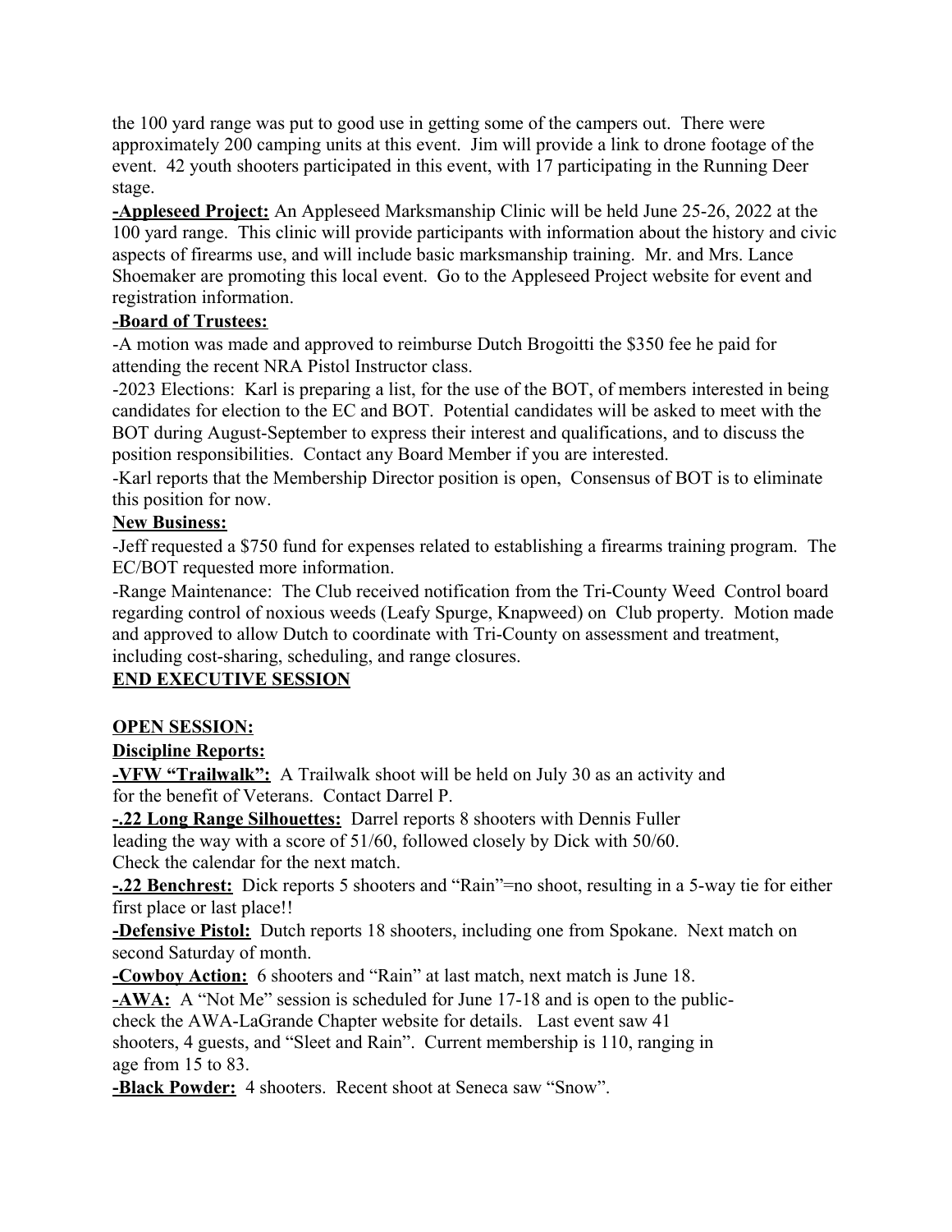the 100 yard range was put to good use in getting some of the campers out. There were approximately 200 camping units at this event. Jim will provide a link to drone footage of the event. 42 youth shooters participated in this event, with 17 participating in the Running Deer stage.

**-Appleseed Project:** An Appleseed Marksmanship Clinic will be held June 25-26, 2022 at the 100 yard range. This clinic will provide participants with information about the history and civic aspects of firearms use, and will include basic marksmanship training. Mr. and Mrs. Lance Shoemaker are promoting this local event. Go to the Appleseed Project website for event and registration information.

**-Board of Trustees:**

-A motion was made and approved to reimburse Dutch Brogoitti the $350 fee he paid for attending the recent NRA Pistol Instructor class.

-2023 Elections: Karl is preparing a list, for the use of the BOT, of members interested in being candidates for election to the EC and BOT. Potential candidates will be asked to meet with the BOT during August-September to express their interest and qualifications, and to discuss the position responsibilities. Contact any Board Member if you are interested.

-Karl reports that the Membership Director position is open, Consensus of BOT is to eliminate this position for now.

**New Business:**

-Jeff requested a $750 fund for expenses related to establishing a firearms training program. The EC/BOT requested more information.

-Range Maintenance: The Club received notification from the Tri-County Weed Control board regarding control of noxious weeds (Leafy Spurge, Knapweed) on Club property. Motion made and approved to allow Dutch to coordinate with Tri-County on assessment and treatment, including cost-sharing, scheduling, and range closures.

**END EXECUTIVE SESSION**

**OPEN SESSION:**

**Discipline Reports:**

**-VFW "Trailwalk":** A Trailwalk shoot will be held on July 30 as an activity and for the benefit of Veterans. Contact Darrel P.

**-.22 Long Range Silhouettes:** Darrel reports 8 shooters with Dennis Fuller leading the way with a score of 51/60, followed closely by Dick with 50/60. Check the calendar for the next match.

**-.22 Benchrest:** Dick reports 5 shooters and "Rain"=no shoot, resulting in a 5-way tie for either first place or last place!!

**-Defensive Pistol:** Dutch reports 18 shooters, including one from Spokane. Next match on second Saturday of month.

**-Cowboy Action:** 6 shooters and "Rain" at last match, next match is June 18.

**-AWA:** A "Not Me" session is scheduled for June 17-18 and is open to the public-check the AWA-LaGrande Chapter website for details. Last event saw 41 shooters, 4 guests, and "Sleet and Rain". Current membership is 110, ranging in age from 15 to 83.

**-Black Powder:** 4 shooters. Recent shoot at Seneca saw "Snow".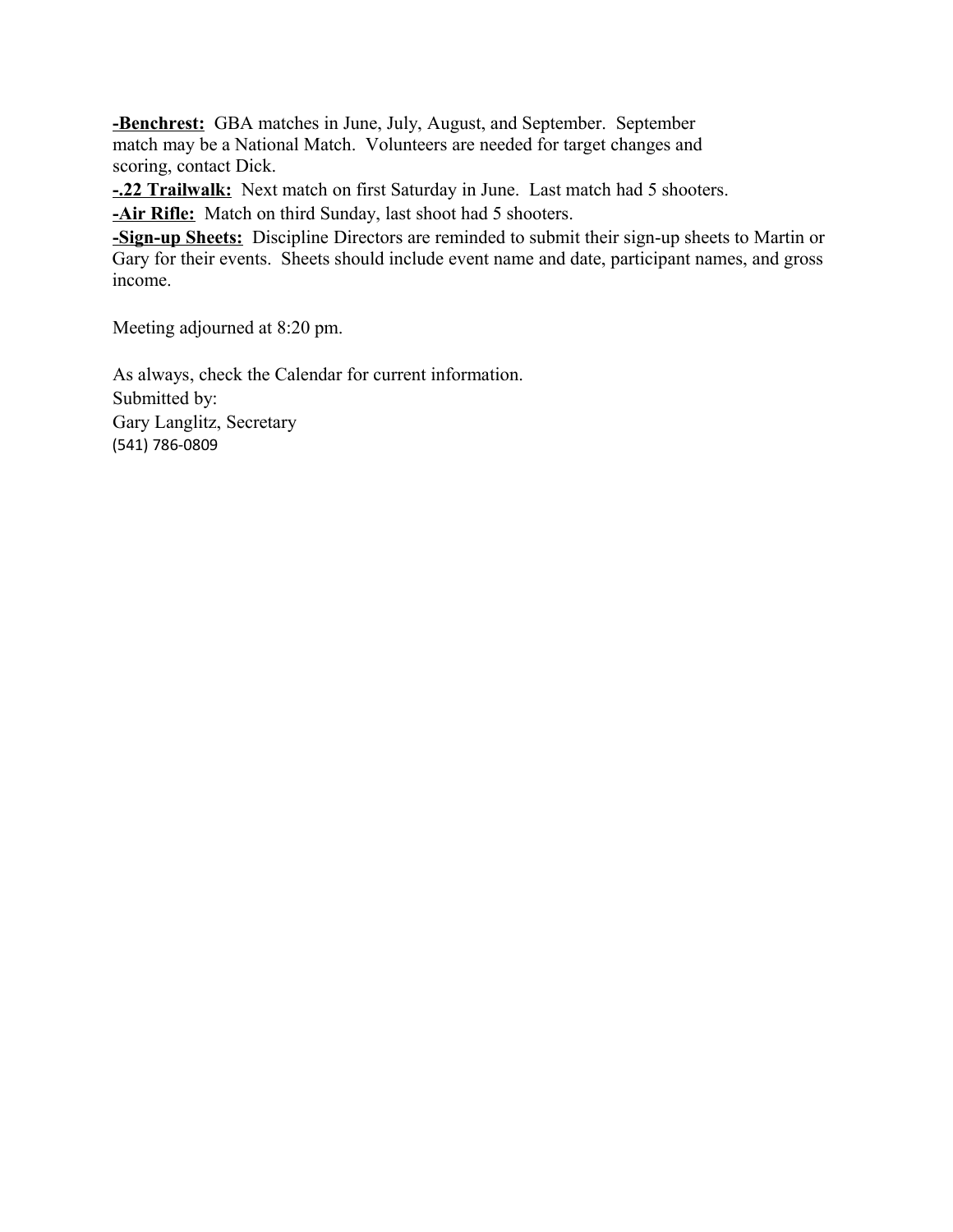**-Benchrest:** GBA matches in June, July, August, and September. September match may be a National Match. Volunteers are needed for target changes and scoring, contact Dick.

**-.22 Trailwalk:** Next match on first Saturday in June. Last match had 5 shooters.

**-Air Rifle:** Match on third Sunday, last shoot had 5 shooters.

**-Sign-up Sheets:** Discipline Directors are reminded to submit their sign-up sheets to Martin or Gary for their events. Sheets should include event name and date, participant names, and gross income.

Meeting adjourned at 8:20 pm.

As always, check the Calendar for current information.
Submitted by:
Gary Langlitz, Secretary
(541) 786-0809